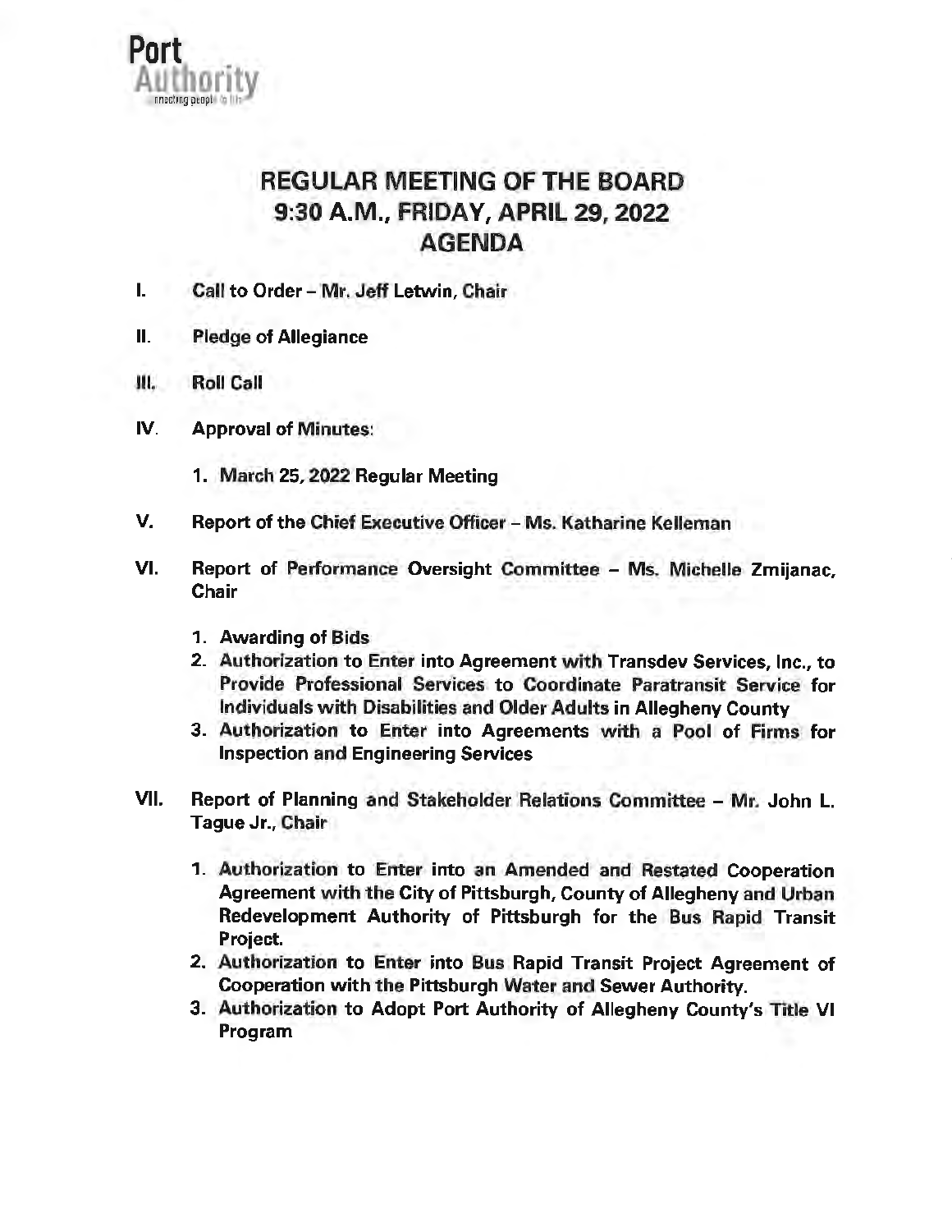Port Authority

# REGULAR MEETING OF THE BOARD
# 9:30 A.M., FRIDAY, APRIL 29, 2022
# AGENDA

I. **Call to Order – Mr. Jeff Letwin, Chair**

II. **Pledge of Allegiance**

III. **Roll Call**

IV. **Approval of Minutes:**

1. March 25, 2022 Regular Meeting

V. **Report of the Chief Executive Officer – Ms. Katharine Kelleman**

VI. **Report of Performance Oversight Committee – Ms. Michelle Zmijanac, Chair**

1. Awarding of Bids
2. Authorization to Enter into Agreement with Transdev Services, Inc., to Provide Professional Services to Coordinate Paratransit Service for Individuals with Disabilities and Older Adults in Allegheny County
3. Authorization to Enter into Agreements with a Pool of Firms for Inspection and Engineering Services

VII. **Report of Planning and Stakeholder Relations Committee – Mr. John L. Tague Jr., Chair**

1. Authorization to Enter into an Amended and Restated Cooperation Agreement with the City of Pittsburgh, County of Allegheny and Urban Redevelopment Authority of Pittsburgh for the Bus Rapid Transit Project.
2. Authorization to Enter into Bus Rapid Transit Project Agreement of Cooperation with the Pittsburgh Water and Sewer Authority.
3. Authorization to Adopt Port Authority of Allegheny County's Title VI Program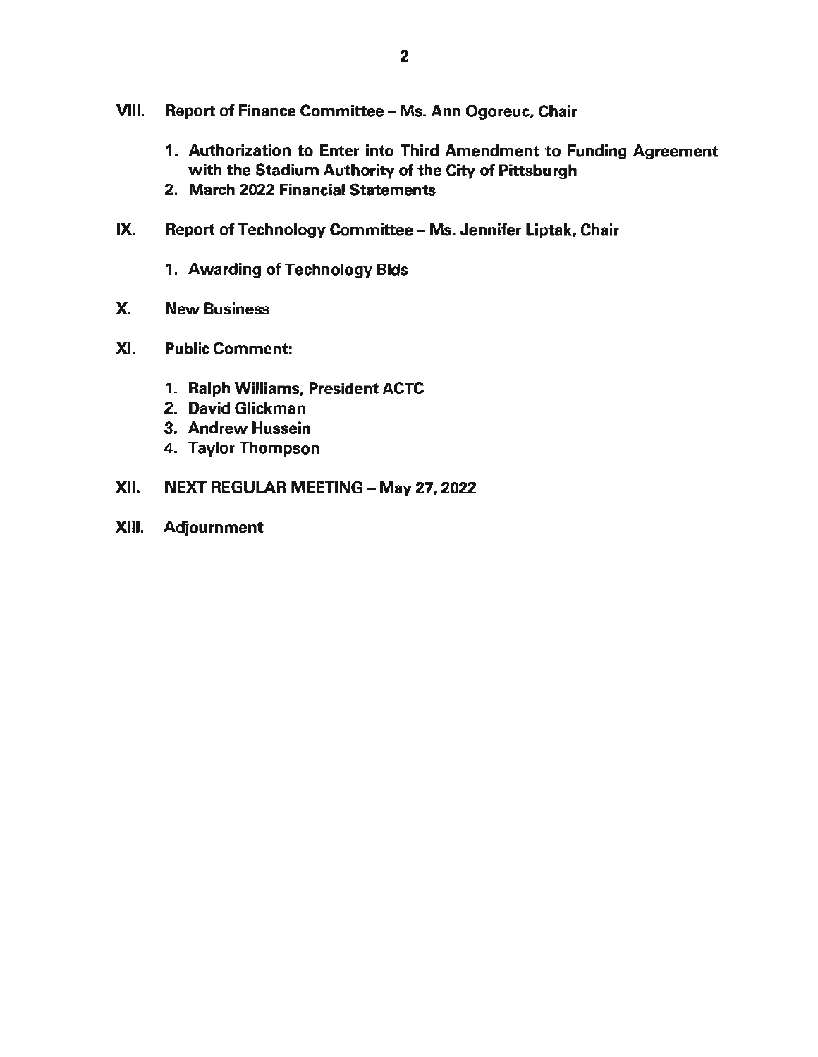**VIII. Report of Finance Committee – Ms. Ann Ogoreuc, Chair**

1. **Authorization to Enter into Third Amendment to Funding Agreement with the Stadium Authority of the City of Pittsburgh**
2. **March 2022 Financial Statements**

**IX. Report of Technology Committee – Ms. Jennifer Liptak, Chair**

1. **Awarding of Technology Bids**

**X. New Business**

**XI. Public Comment:**

1. **Ralph Williams, President ACTC**
2. **David Glickman**
3. **Andrew Hussein**
4. **Taylor Thompson**

**XII. NEXT REGULAR MEETING – May 27, 2022**

**XIII. Adjournment**